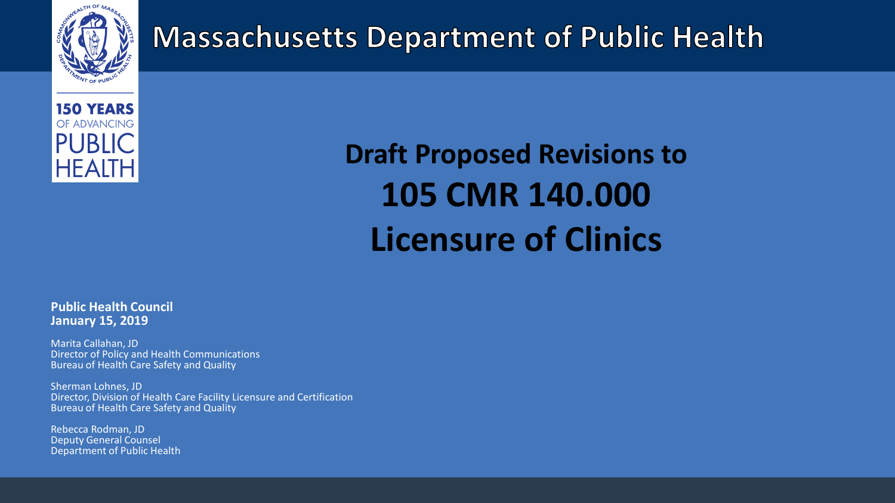# Massachusetts Department of Public Health

150 YEARS OF ADVANCING PUBLIC HEALTH

## Draft Proposed Revisions to 105 CMR 140.000 Licensure of Clinics

**Public Health Council**
**January 15, 2019**

Marita Callahan, JD
Director of Policy and Health Communications
Bureau of Health Care Safety and Quality

Sherman Lohnes, JD
Director, Division of Health Care Facility Licensure and Certification
Bureau of Health Care Safety and Quality

Rebecca Rodman, JD
Deputy General Counsel
Department of Public Health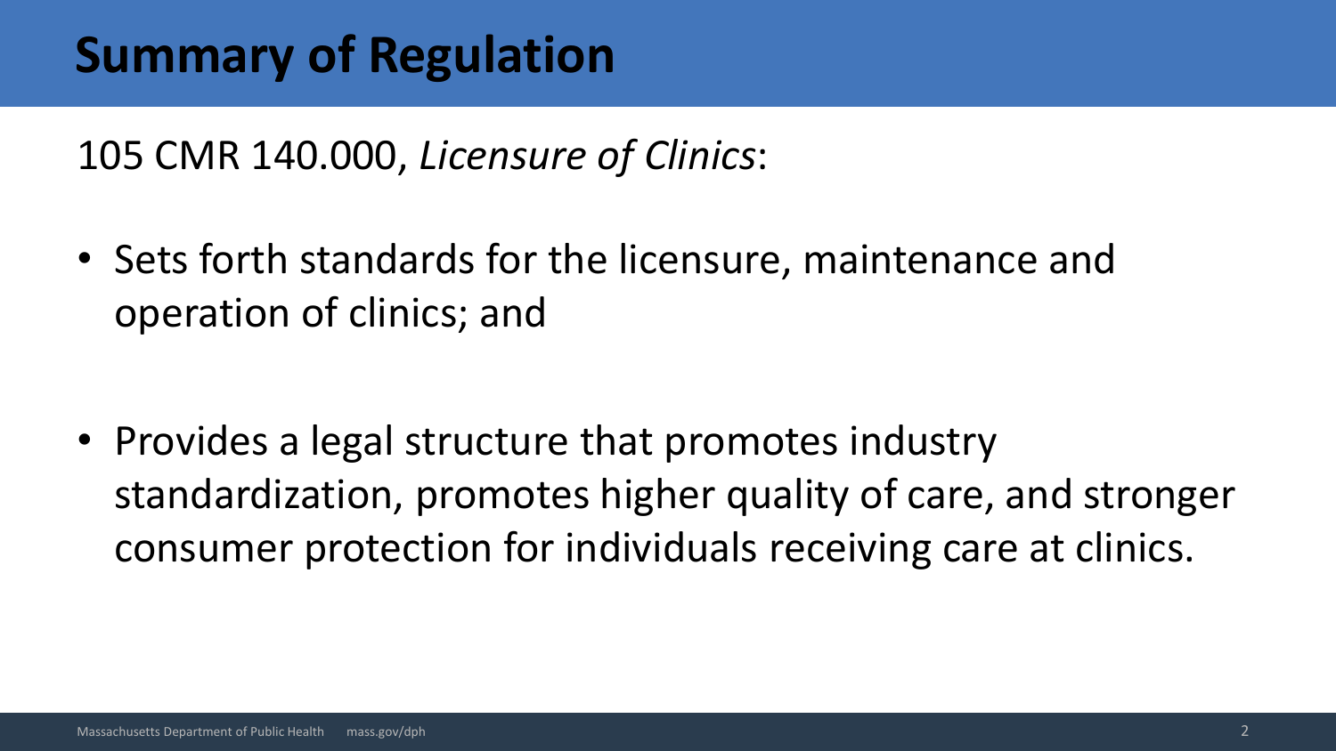# Summary of Regulation

105 CMR 140.000, *Licensure of Clinics*:

- Sets forth standards for the licensure, maintenance and operation of clinics; and

- Provides a legal structure that promotes industry standardization, promotes higher quality of care, and stronger consumer protection for individuals receiving care at clinics.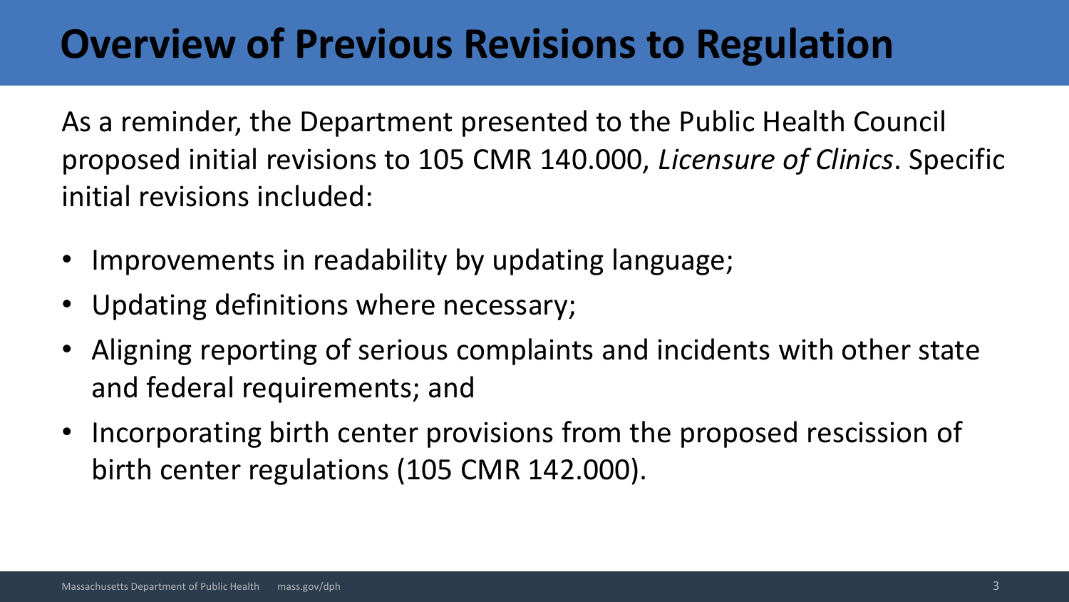# Overview of Previous Revisions to Regulation

As a reminder, the Department presented to the Public Health Council proposed initial revisions to 105 CMR 140.000, *Licensure of Clinics*. Specific initial revisions included:

- Improvements in readability by updating language;
- Updating definitions where necessary;
- Aligning reporting of serious complaints and incidents with other state and federal requirements; and
- Incorporating birth center provisions from the proposed rescission of birth center regulations (105 CMR 142.000).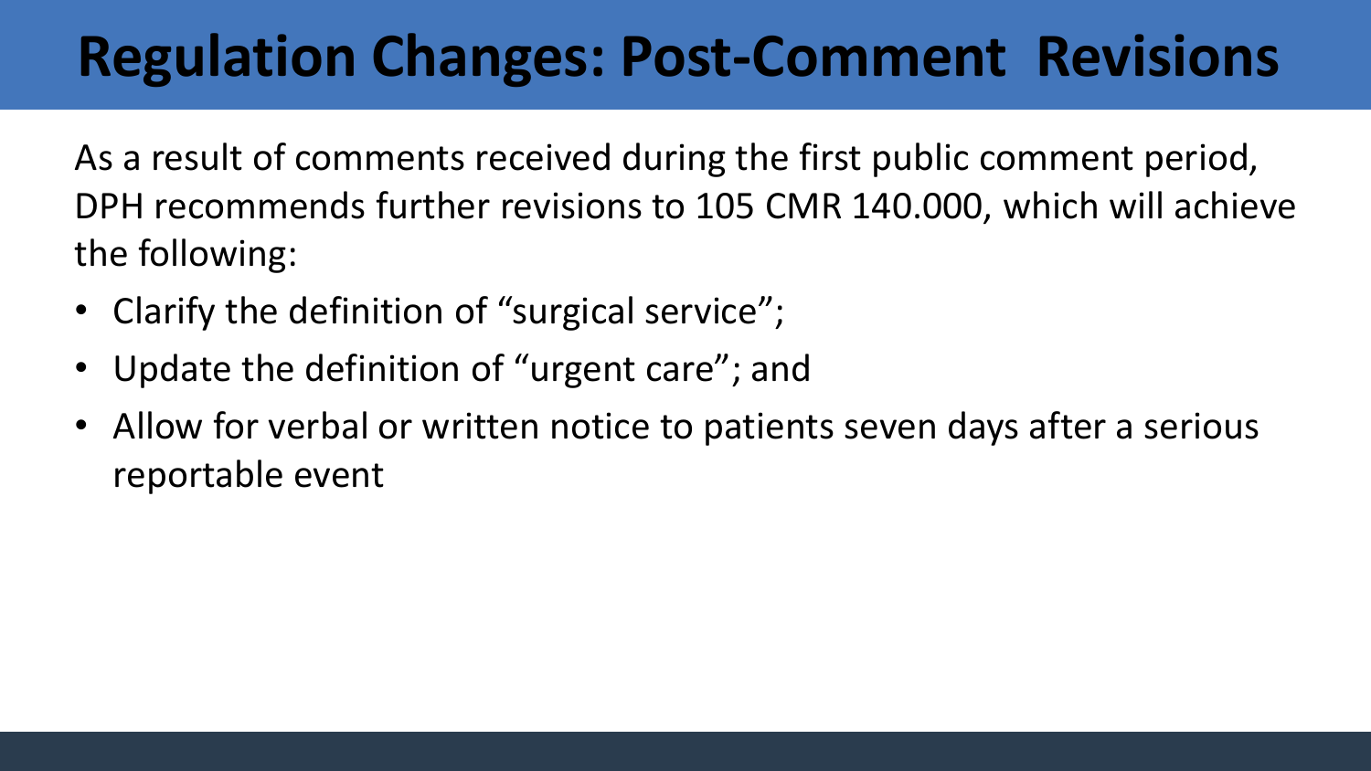# Regulation Changes: Post-Comment Revisions

As a result of comments received during the first public comment period, DPH recommends further revisions to 105 CMR 140.000, which will achieve the following:

- Clarify the definition of "surgical service";
- Update the definition of "urgent care"; and
- Allow for verbal or written notice to patients seven days after a serious reportable event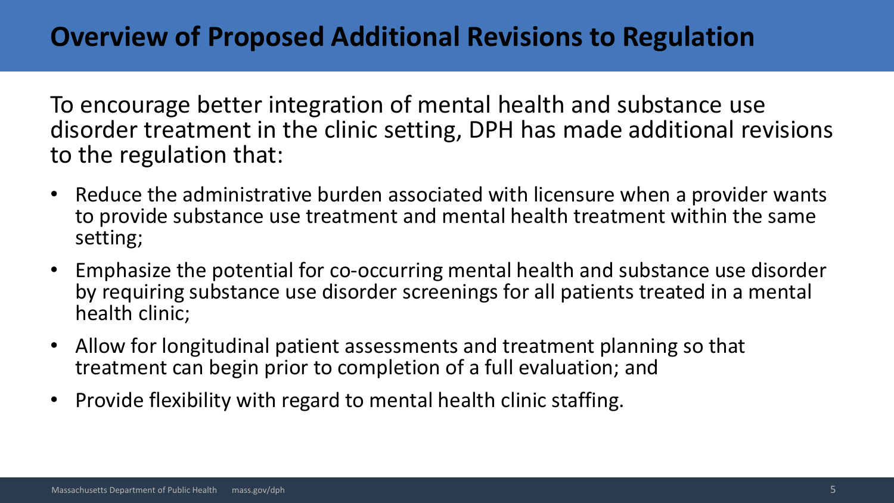# Overview of Proposed Additional Revisions to Regulation

To encourage better integration of mental health and substance use disorder treatment in the clinic setting, DPH has made additional revisions to the regulation that:

- Reduce the administrative burden associated with licensure when a provider wants to provide substance use treatment and mental health treatment within the same setting;
- Emphasize the potential for co-occurring mental health and substance use disorder by requiring substance use disorder screenings for all patients treated in a mental health clinic;
- Allow for longitudinal patient assessments and treatment planning so that treatment can begin prior to completion of a full evaluation; and
- Provide flexibility with regard to mental health clinic staffing.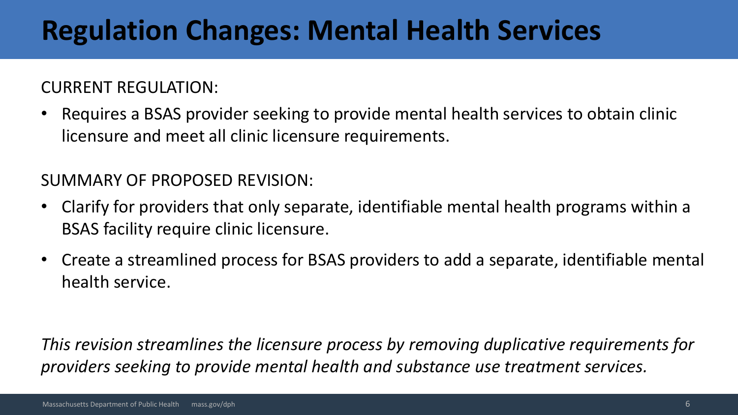# Regulation Changes: Mental Health Services

CURRENT REGULATION:

- Requires a BSAS provider seeking to provide mental health services to obtain clinic licensure and meet all clinic licensure requirements.

SUMMARY OF PROPOSED REVISION:

- Clarify for providers that only separate, identifiable mental health programs within a BSAS facility require clinic licensure.
- Create a streamlined process for BSAS providers to add a separate, identifiable mental health service.

*This revision streamlines the licensure process by removing duplicative requirements for providers seeking to provide mental health and substance use treatment services.*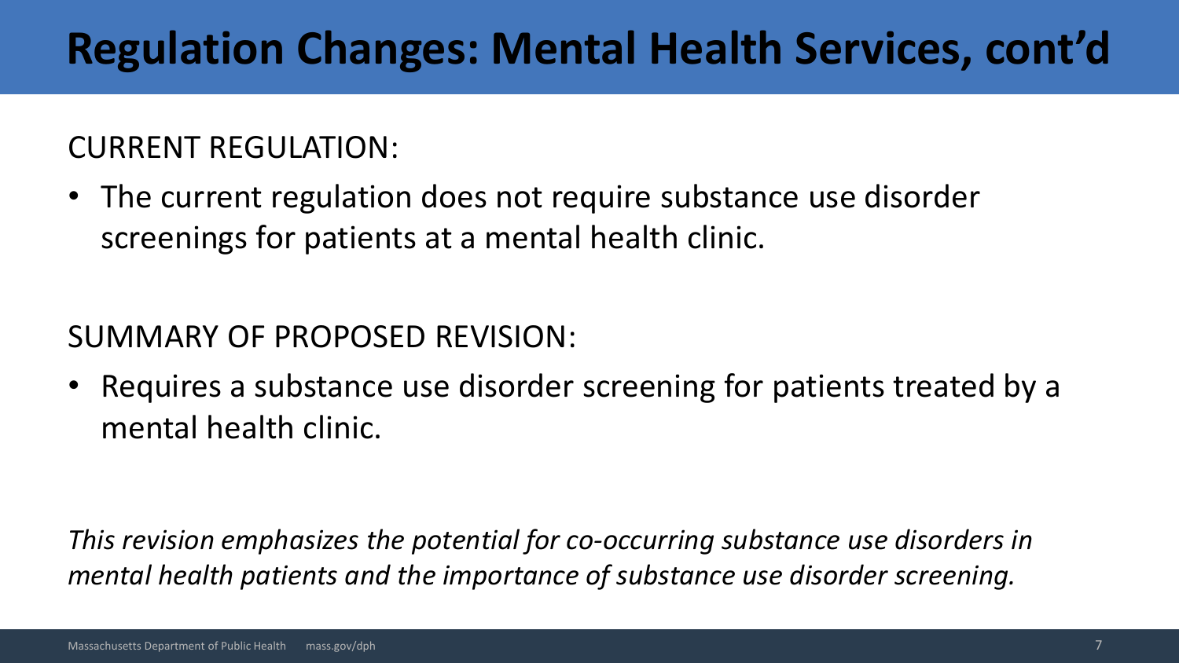# Regulation Changes: Mental Health Services, cont'd

CURRENT REGULATION:

- The current regulation does not require substance use disorder screenings for patients at a mental health clinic.

SUMMARY OF PROPOSED REVISION:

- Requires a substance use disorder screening for patients treated by a mental health clinic.

*This revision emphasizes the potential for co-occurring substance use disorders in mental health patients and the importance of substance use disorder screening.*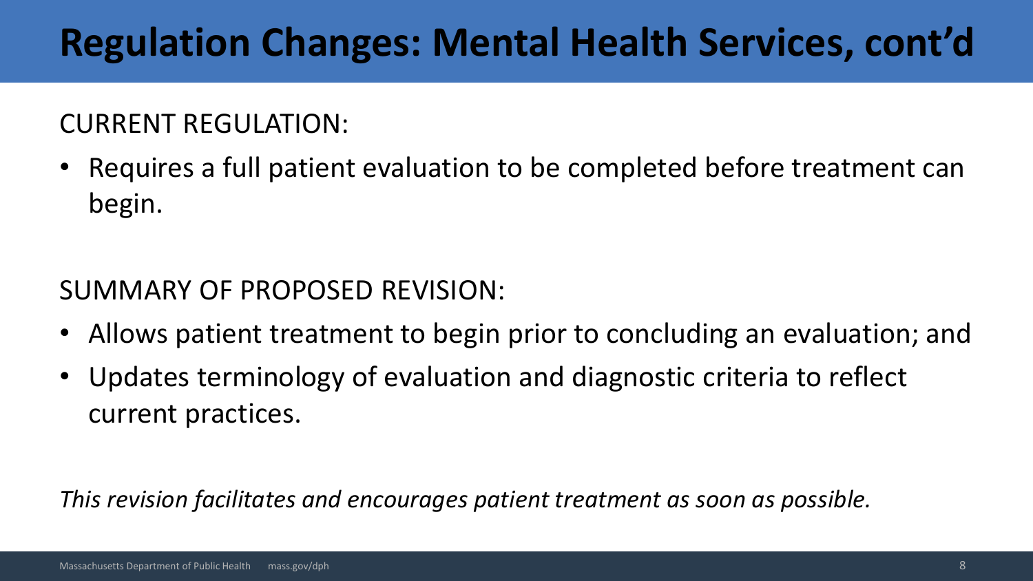# Regulation Changes: Mental Health Services, cont'd

CURRENT REGULATION:

- Requires a full patient evaluation to be completed before treatment can begin.

SUMMARY OF PROPOSED REVISION:

- Allows patient treatment to begin prior to concluding an evaluation; and
- Updates terminology of evaluation and diagnostic criteria to reflect current practices.

*This revision facilitates and encourages patient treatment as soon as possible.*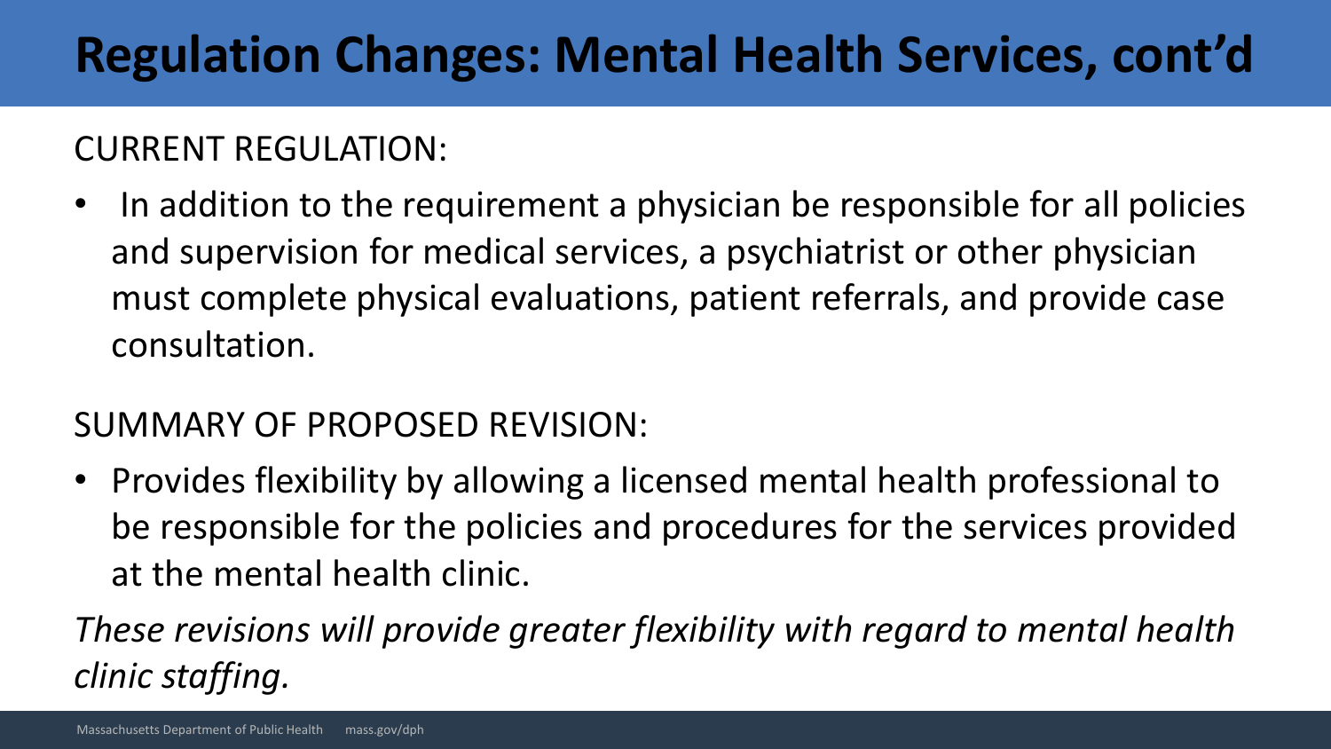# Regulation Changes: Mental Health Services, cont'd

CURRENT REGULATION:

- In addition to the requirement a physician be responsible for all policies and supervision for medical services, a psychiatrist or other physician must complete physical evaluations, patient referrals, and provide case consultation.

SUMMARY OF PROPOSED REVISION:

- Provides flexibility by allowing a licensed mental health professional to be responsible for the policies and procedures for the services provided at the mental health clinic.

*These revisions will provide greater flexibility with regard to mental health clinic staffing.*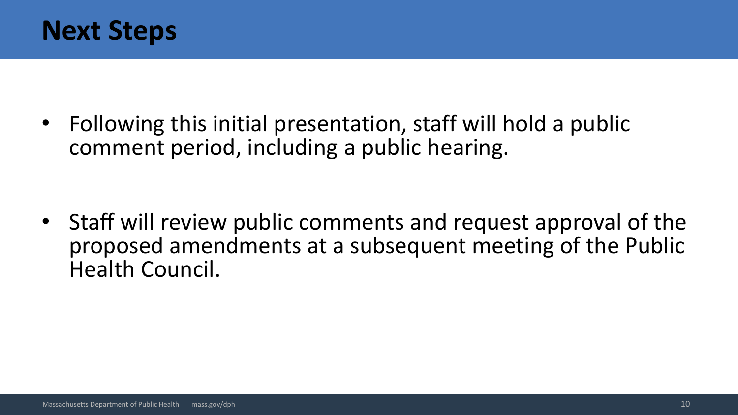# Next Steps

- Following this initial presentation, staff will hold a public comment period, including a public hearing.

- Staff will review public comments and request approval of the proposed amendments at a subsequent meeting of the Public Health Council.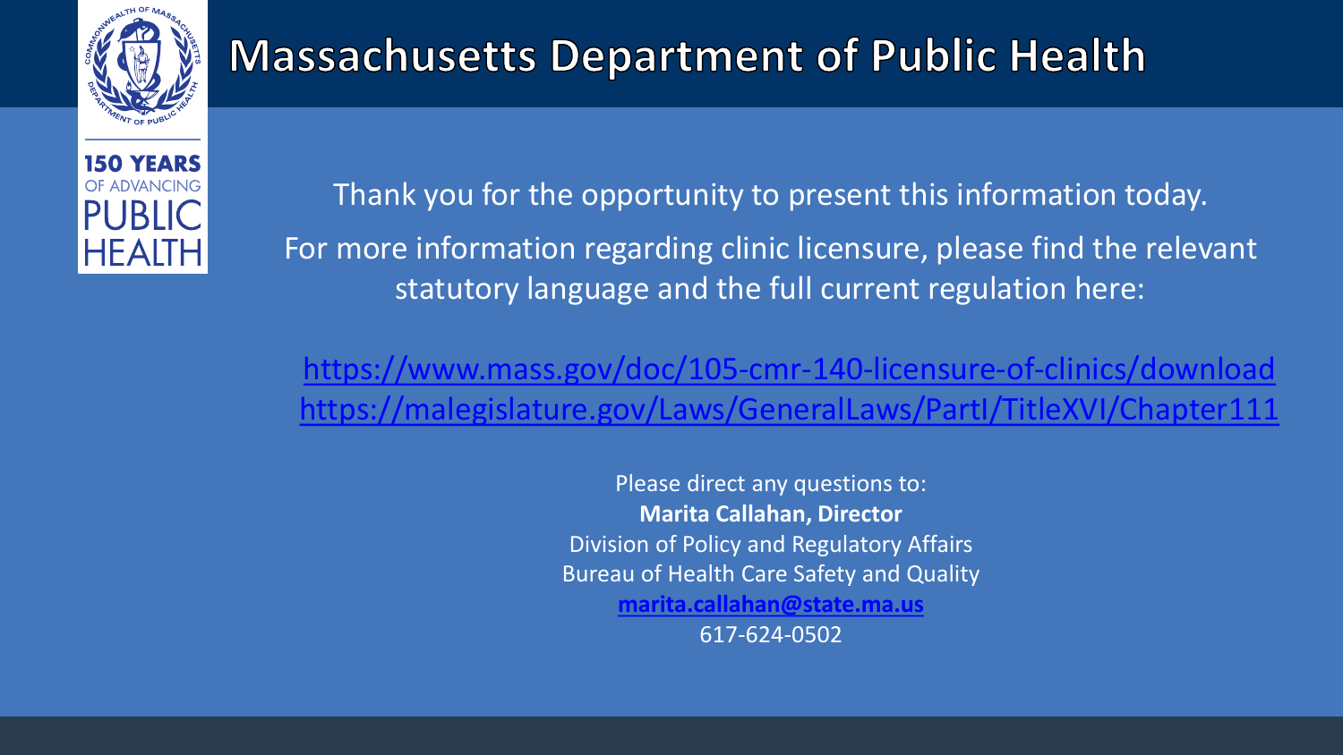# Massachusetts Department of Public Health

150 YEARS OF ADVANCING PUBLIC HEALTH

Thank you for the opportunity to present this information today.

For more information regarding clinic licensure, please find the relevant statutory language and the full current regulation here:

https://www.mass.gov/doc/105-cmr-140-licensure-of-clinics/download
https://malegislature.gov/Laws/GeneralLaws/PartI/TitleXVI/Chapter111

Please direct any questions to:
**Marita Callahan, Director**
Division of Policy and Regulatory Affairs
Bureau of Health Care Safety and Quality
**marita.callahan@state.ma.us**
617-624-0502